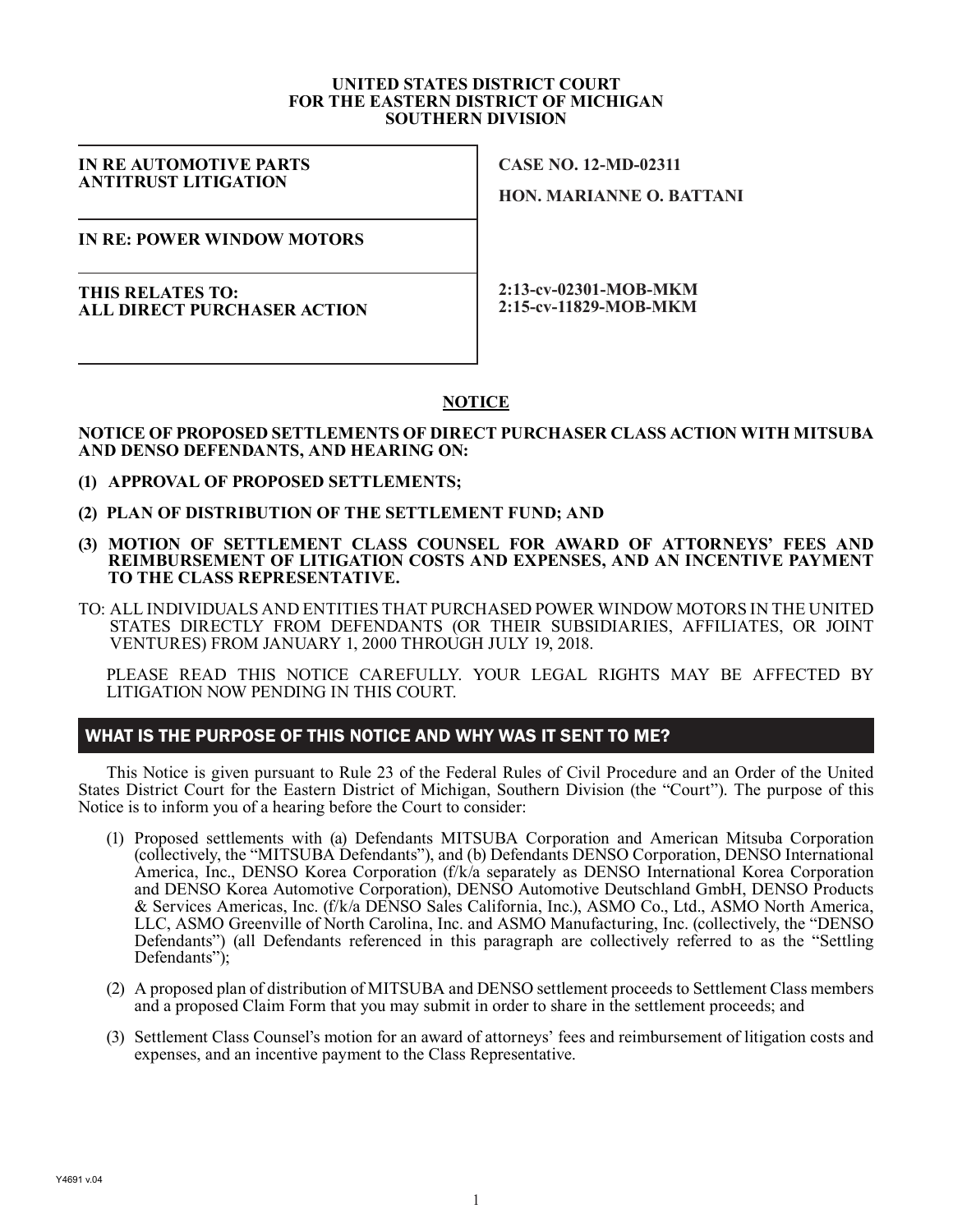**UNITED STATES DISTRICT COURT**
**FOR THE EASTERN DISTRICT OF MICHIGAN**
**SOUTHERN DIVISION**

| | |
|---|---|
| **IN RE AUTOMOTIVE PARTS ANTITRUST LITIGATION** | **CASE NO. 12-MD-02311** **HON. MARIANNE O. BATTANI** |
| **IN RE: POWER WINDOW MOTORS** | |
| **THIS RELATES TO: ALL DIRECT PURCHASER ACTION** | **2:13-cv-02301-MOB-MKM** **2:15-cv-11829-MOB-MKM** |

# NOTICE

**NOTICE OF PROPOSED SETTLEMENTS OF DIRECT PURCHASER CLASS ACTION WITH MITSUBA AND DENSO DEFENDANTS, AND HEARING ON:**

**(1) APPROVAL OF PROPOSED SETTLEMENTS;**

**(2) PLAN OF DISTRIBUTION OF THE SETTLEMENT FUND; AND**

**(3) MOTION OF SETTLEMENT CLASS COUNSEL FOR AWARD OF ATTORNEYS' FEES AND REIMBURSEMENT OF LITIGATION COSTS AND EXPENSES, AND AN INCENTIVE PAYMENT TO THE CLASS REPRESENTATIVE.**

TO: ALL INDIVIDUALS AND ENTITIES THAT PURCHASED POWER WINDOW MOTORS IN THE UNITED STATES DIRECTLY FROM DEFENDANTS (OR THEIR SUBSIDIARIES, AFFILIATES, OR JOINT VENTURES) FROM JANUARY 1, 2000 THROUGH JULY 19, 2018.

PLEASE READ THIS NOTICE CAREFULLY. YOUR LEGAL RIGHTS MAY BE AFFECTED BY LITIGATION NOW PENDING IN THIS COURT.

## WHAT IS THE PURPOSE OF THIS NOTICE AND WHY WAS IT SENT TO ME?

This Notice is given pursuant to Rule 23 of the Federal Rules of Civil Procedure and an Order of the United States District Court for the Eastern District of Michigan, Southern Division (the "Court"). The purpose of this Notice is to inform you of a hearing before the Court to consider:

(1) Proposed settlements with (a) Defendants MITSUBA Corporation and American Mitsuba Corporation (collectively, the "MITSUBA Defendants"), and (b) Defendants DENSO Corporation, DENSO International America, Inc., DENSO Korea Corporation (f/k/a separately as DENSO International Korea Corporation and DENSO Korea Automotive Corporation), DENSO Automotive Deutschland GmbH, DENSO Products & Services Americas, Inc. (f/k/a DENSO Sales California, Inc.), ASMO Co., Ltd., ASMO North America, LLC, ASMO Greenville of North Carolina, Inc. and ASMO Manufacturing, Inc. (collectively, the "DENSO Defendants") (all Defendants referenced in this paragraph are collectively referred to as the "Settling Defendants");

(2) A proposed plan of distribution of MITSUBA and DENSO settlement proceeds to Settlement Class members and a proposed Claim Form that you may submit in order to share in the settlement proceeds; and

(3) Settlement Class Counsel's motion for an award of attorneys' fees and reimbursement of litigation costs and expenses, and an incentive payment to the Class Representative.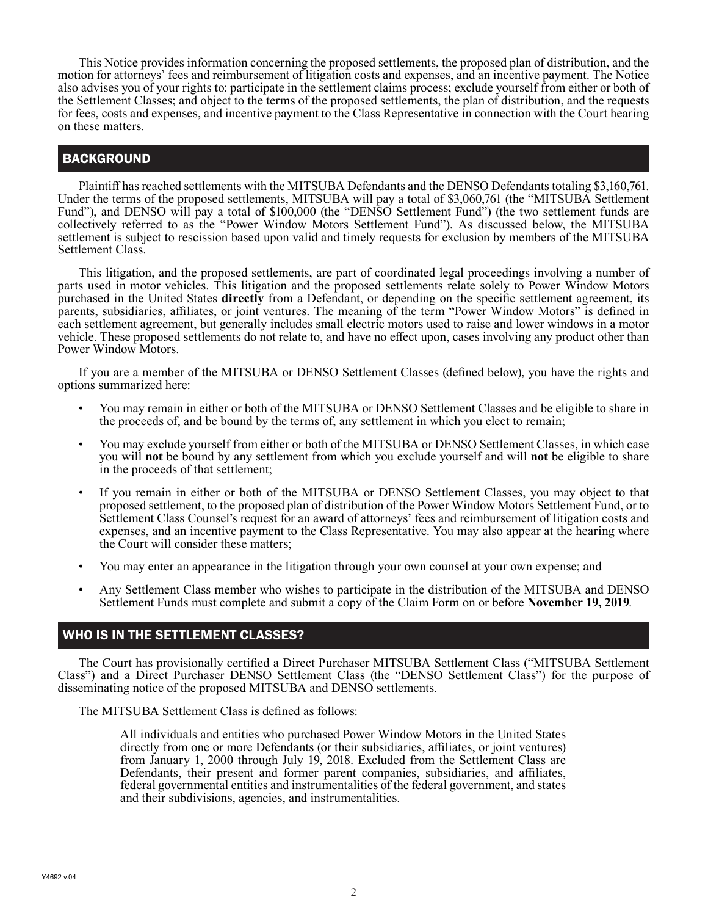This Notice provides information concerning the proposed settlements, the proposed plan of distribution, and the motion for attorneys' fees and reimbursement of litigation costs and expenses, and an incentive payment. The Notice also advises you of your rights to: participate in the settlement claims process; exclude yourself from either or both of the Settlement Classes; and object to the terms of the proposed settlements, the plan of distribution, and the requests for fees, costs and expenses, and incentive payment to the Class Representative in connection with the Court hearing on these matters.

## BACKGROUND

Plaintiff has reached settlements with the MITSUBA Defendants and the DENSO Defendants totaling $3,160,761. Under the terms of the proposed settlements, MITSUBA will pay a total of $3,060,761 (the "MITSUBA Settlement Fund"), and DENSO will pay a total of $100,000 (the "DENSO Settlement Fund") (the two settlement funds are collectively referred to as the "Power Window Motors Settlement Fund"). As discussed below, the MITSUBA settlement is subject to rescission based upon valid and timely requests for exclusion by members of the MITSUBA Settlement Class.

This litigation, and the proposed settlements, are part of coordinated legal proceedings involving a number of parts used in motor vehicles. This litigation and the proposed settlements relate solely to Power Window Motors purchased in the United States **directly** from a Defendant, or depending on the specific settlement agreement, its parents, subsidiaries, affiliates, or joint ventures. The meaning of the term "Power Window Motors" is defined in each settlement agreement, but generally includes small electric motors used to raise and lower windows in a motor vehicle. These proposed settlements do not relate to, and have no effect upon, cases involving any product other than Power Window Motors.

If you are a member of the MITSUBA or DENSO Settlement Classes (defined below), you have the rights and options summarized here:

- You may remain in either or both of the MITSUBA or DENSO Settlement Classes and be eligible to share in the proceeds of, and be bound by the terms of, any settlement in which you elect to remain;
- You may exclude yourself from either or both of the MITSUBA or DENSO Settlement Classes, in which case you will **not** be bound by any settlement from which you exclude yourself and will **not** be eligible to share in the proceeds of that settlement;
- If you remain in either or both of the MITSUBA or DENSO Settlement Classes, you may object to that proposed settlement, to the proposed plan of distribution of the Power Window Motors Settlement Fund, or to Settlement Class Counsel's request for an award of attorneys' fees and reimbursement of litigation costs and expenses, and an incentive payment to the Class Representative. You may also appear at the hearing where the Court will consider these matters;
- You may enter an appearance in the litigation through your own counsel at your own expense; and
- Any Settlement Class member who wishes to participate in the distribution of the MITSUBA and DENSO Settlement Funds must complete and submit a copy of the Claim Form on or before **November 19, 2019**.

## WHO IS IN THE SETTLEMENT CLASSES?

The Court has provisionally certified a Direct Purchaser MITSUBA Settlement Class ("MITSUBA Settlement Class") and a Direct Purchaser DENSO Settlement Class (the "DENSO Settlement Class") for the purpose of disseminating notice of the proposed MITSUBA and DENSO settlements.

The MITSUBA Settlement Class is defined as follows:

> All individuals and entities who purchased Power Window Motors in the United States directly from one or more Defendants (or their subsidiaries, affiliates, or joint ventures) from January 1, 2000 through July 19, 2018. Excluded from the Settlement Class are Defendants, their present and former parent companies, subsidiaries, and affiliates, federal governmental entities and instrumentalities of the federal government, and states and their subdivisions, agencies, and instrumentalities.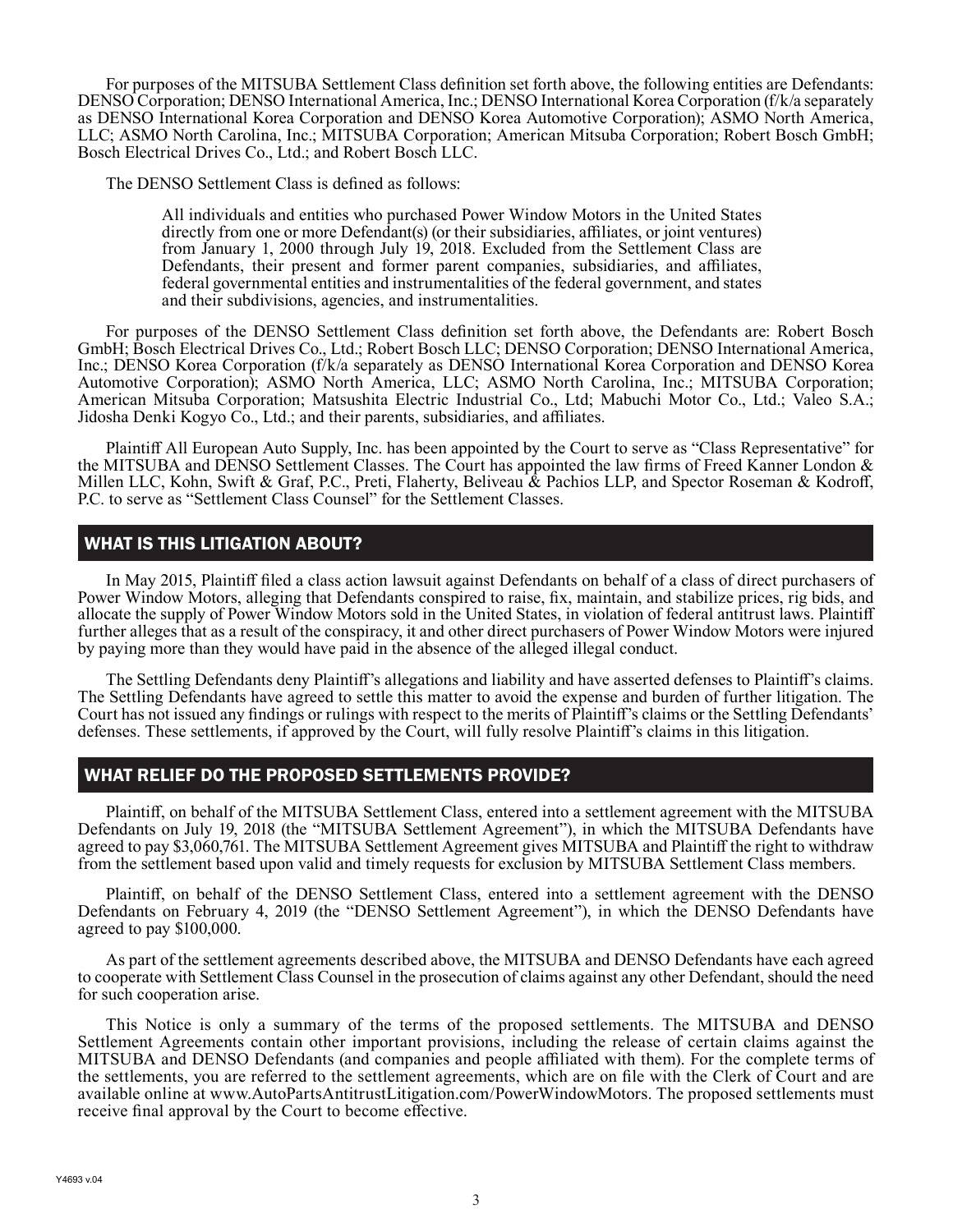For purposes of the MITSUBA Settlement Class definition set forth above, the following entities are Defendants: DENSO Corporation; DENSO International America, Inc.; DENSO International Korea Corporation (f/k/a separately as DENSO International Korea Corporation and DENSO Korea Automotive Corporation); ASMO North America, LLC; ASMO North Carolina, Inc.; MITSUBA Corporation; American Mitsuba Corporation; Robert Bosch GmbH; Bosch Electrical Drives Co., Ltd.; and Robert Bosch LLC.

The DENSO Settlement Class is defined as follows:

> All individuals and entities who purchased Power Window Motors in the United States directly from one or more Defendant(s) (or their subsidiaries, affiliates, or joint ventures) from January 1, 2000 through July 19, 2018. Excluded from the Settlement Class are Defendants, their present and former parent companies, subsidiaries, and affiliates, federal governmental entities and instrumentalities of the federal government, and states and their subdivisions, agencies, and instrumentalities.

For purposes of the DENSO Settlement Class definition set forth above, the Defendants are: Robert Bosch GmbH; Bosch Electrical Drives Co., Ltd.; Robert Bosch LLC; DENSO Corporation; DENSO International America, Inc.; DENSO Korea Corporation (f/k/a separately as DENSO International Korea Corporation and DENSO Korea Automotive Corporation); ASMO North America, LLC; ASMO North Carolina, Inc.; MITSUBA Corporation; American Mitsuba Corporation; Matsushita Electric Industrial Co., Ltd; Mabuchi Motor Co., Ltd.; Valeo S.A.; Jidosha Denki Kogyo Co., Ltd.; and their parents, subsidiaries, and affiliates.

Plaintiff All European Auto Supply, Inc. has been appointed by the Court to serve as "Class Representative" for the MITSUBA and DENSO Settlement Classes. The Court has appointed the law firms of Freed Kanner London & Millen LLC, Kohn, Swift & Graf, P.C., Preti, Flaherty, Beliveau & Pachios LLP, and Spector Roseman & Kodroff, P.C. to serve as "Settlement Class Counsel" for the Settlement Classes.

## WHAT IS THIS LITIGATION ABOUT?

In May 2015, Plaintiff filed a class action lawsuit against Defendants on behalf of a class of direct purchasers of Power Window Motors, alleging that Defendants conspired to raise, fix, maintain, and stabilize prices, rig bids, and allocate the supply of Power Window Motors sold in the United States, in violation of federal antitrust laws. Plaintiff further alleges that as a result of the conspiracy, it and other direct purchasers of Power Window Motors were injured by paying more than they would have paid in the absence of the alleged illegal conduct.

The Settling Defendants deny Plaintiff's allegations and liability and have asserted defenses to Plaintiff's claims. The Settling Defendants have agreed to settle this matter to avoid the expense and burden of further litigation. The Court has not issued any findings or rulings with respect to the merits of Plaintiff's claims or the Settling Defendants' defenses. These settlements, if approved by the Court, will fully resolve Plaintiff's claims in this litigation.

## WHAT RELIEF DO THE PROPOSED SETTLEMENTS PROVIDE?

Plaintiff, on behalf of the MITSUBA Settlement Class, entered into a settlement agreement with the MITSUBA Defendants on July 19, 2018 (the "MITSUBA Settlement Agreement"), in which the MITSUBA Defendants have agreed to pay $3,060,761. The MITSUBA Settlement Agreement gives MITSUBA and Plaintiff the right to withdraw from the settlement based upon valid and timely requests for exclusion by MITSUBA Settlement Class members.

Plaintiff, on behalf of the DENSO Settlement Class, entered into a settlement agreement with the DENSO Defendants on February 4, 2019 (the "DENSO Settlement Agreement"), in which the DENSO Defendants have agreed to pay $100,000.

As part of the settlement agreements described above, the MITSUBA and DENSO Defendants have each agreed to cooperate with Settlement Class Counsel in the prosecution of claims against any other Defendant, should the need for such cooperation arise.

This Notice is only a summary of the terms of the proposed settlements. The MITSUBA and DENSO Settlement Agreements contain other important provisions, including the release of certain claims against the MITSUBA and DENSO Defendants (and companies and people affiliated with them). For the complete terms of the settlements, you are referred to the settlement agreements, which are on file with the Clerk of Court and are available online at www.AutoPartsAntitrustLitigation.com/PowerWindowMotors. The proposed settlements must receive final approval by the Court to become effective.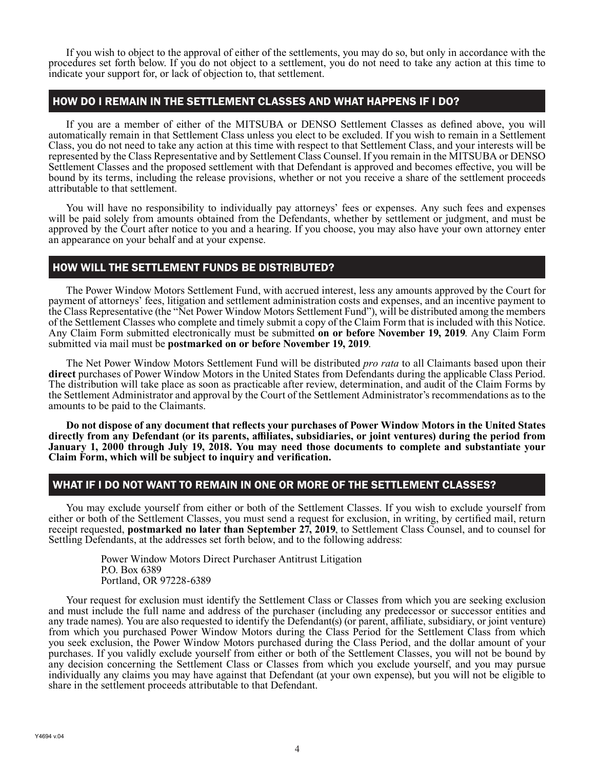If you wish to object to the approval of either of the settlements, you may do so, but only in accordance with the procedures set forth below. If you do not object to a settlement, you do not need to take any action at this time to indicate your support for, or lack of objection to, that settlement.

## HOW DO I REMAIN IN THE SETTLEMENT CLASSES AND WHAT HAPPENS IF I DO?

If you are a member of either of the MITSUBA or DENSO Settlement Classes as defined above, you will automatically remain in that Settlement Class unless you elect to be excluded. If you wish to remain in a Settlement Class, you do not need to take any action at this time with respect to that Settlement Class, and your interests will be represented by the Class Representative and by Settlement Class Counsel. If you remain in the MITSUBA or DENSO Settlement Classes and the proposed settlement with that Defendant is approved and becomes effective, you will be bound by its terms, including the release provisions, whether or not you receive a share of the settlement proceeds attributable to that settlement.

You will have no responsibility to individually pay attorneys' fees or expenses. Any such fees and expenses will be paid solely from amounts obtained from the Defendants, whether by settlement or judgment, and must be approved by the Court after notice to you and a hearing. If you choose, you may also have your own attorney enter an appearance on your behalf and at your expense.

## HOW WILL THE SETTLEMENT FUNDS BE DISTRIBUTED?

The Power Window Motors Settlement Fund, with accrued interest, less any amounts approved by the Court for payment of attorneys' fees, litigation and settlement administration costs and expenses, and an incentive payment to the Class Representative (the "Net Power Window Motors Settlement Fund"), will be distributed among the members of the Settlement Classes who complete and timely submit a copy of the Claim Form that is included with this Notice. Any Claim Form submitted electronically must be submitted **on or before November 19, 2019**. Any Claim Form submitted via mail must be **postmarked on or before November 19, 2019**.

The Net Power Window Motors Settlement Fund will be distributed *pro rata* to all Claimants based upon their **direct** purchases of Power Window Motors in the United States from Defendants during the applicable Class Period. The distribution will take place as soon as practicable after review, determination, and audit of the Claim Forms by the Settlement Administrator and approval by the Court of the Settlement Administrator's recommendations as to the amounts to be paid to the Claimants.

**Do not dispose of any document that reflects your purchases of Power Window Motors in the United States directly from any Defendant (or its parents, affiliates, subsidiaries, or joint ventures) during the period from January 1, 2000 through July 19, 2018. You may need those documents to complete and substantiate your Claim Form, which will be subject to inquiry and verification.**

## WHAT IF I DO NOT WANT TO REMAIN IN ONE OR MORE OF THE SETTLEMENT CLASSES?

You may exclude yourself from either or both of the Settlement Classes. If you wish to exclude yourself from either or both of the Settlement Classes, you must send a request for exclusion, in writing, by certified mail, return receipt requested, **postmarked no later than September 27, 2019**, to Settlement Class Counsel, and to counsel for Settling Defendants, at the addresses set forth below, and to the following address:

Power Window Motors Direct Purchaser Antitrust Litigation
P.O. Box 6389
Portland, OR 97228-6389

Your request for exclusion must identify the Settlement Class or Classes from which you are seeking exclusion and must include the full name and address of the purchaser (including any predecessor or successor entities and any trade names). You are also requested to identify the Defendant(s) (or parent, affiliate, subsidiary, and joint venture) from which you purchased Power Window Motors during the Class Period for the Settlement Class from which you seek exclusion, the Power Window Motors purchased during the Class Period, and the dollar amount of your purchases. If you validly exclude yourself from either or both of the Settlement Classes, you will not be bound by any decision concerning the Settlement Class or Classes from which you exclude yourself, and you may pursue individually any claims you may have against that Defendant (at your own expense), but you will not be eligible to share in the settlement proceeds attributable to that Defendant.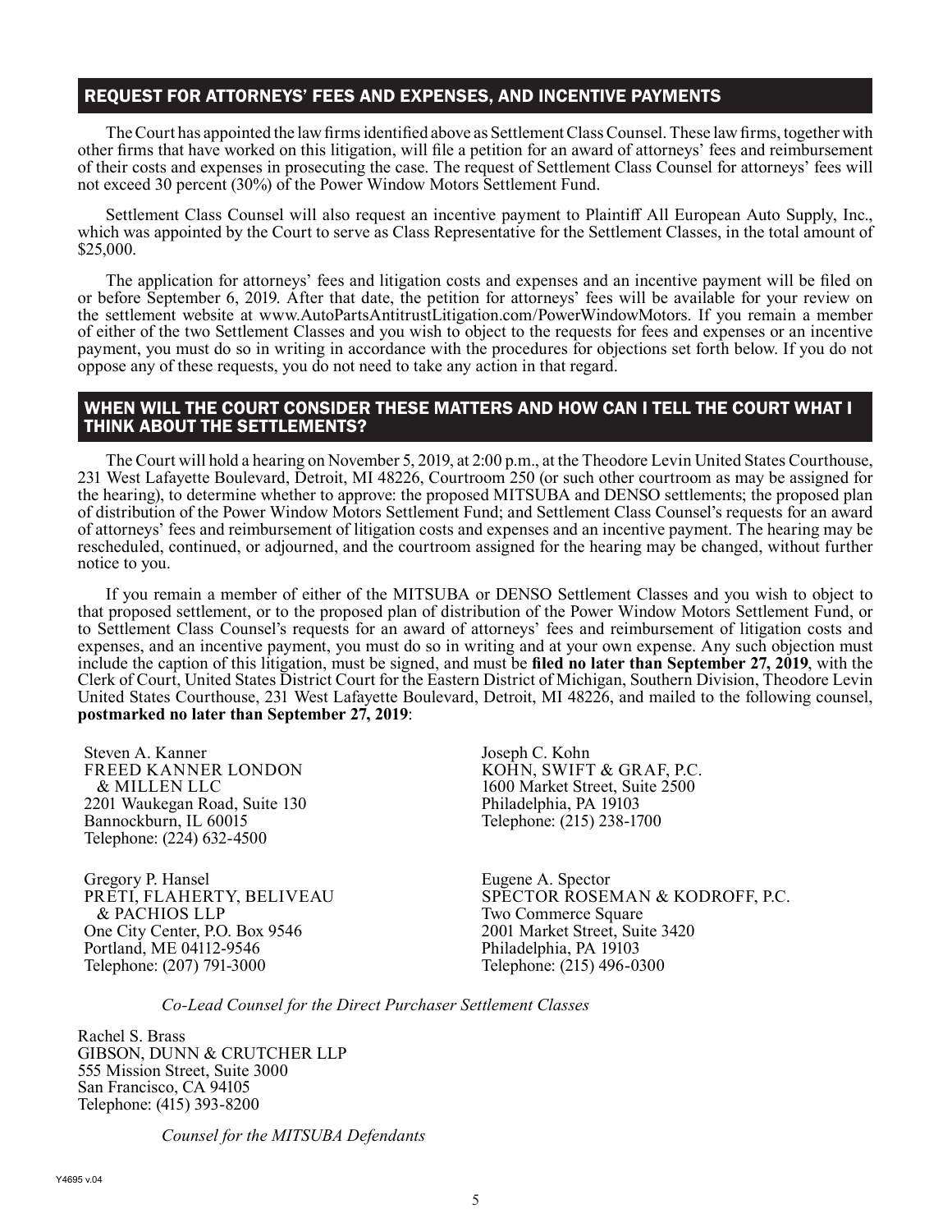## REQUEST FOR ATTORNEYS' FEES AND EXPENSES, AND INCENTIVE PAYMENTS

The Court has appointed the law firms identified above as Settlement Class Counsel. These law firms, together with other firms that have worked on this litigation, will file a petition for an award of attorneys' fees and reimbursement of their costs and expenses in prosecuting the case. The request of Settlement Class Counsel for attorneys' fees will not exceed 30 percent (30%) of the Power Window Motors Settlement Fund.

Settlement Class Counsel will also request an incentive payment to Plaintiff All European Auto Supply, Inc., which was appointed by the Court to serve as Class Representative for the Settlement Classes, in the total amount of $25,000.

The application for attorneys' fees and litigation costs and expenses and an incentive payment will be filed on or before September 6, 2019. After that date, the petition for attorneys' fees will be available for your review on the settlement website at www.AutoPartsAntitrustLitigation.com/PowerWindowMotors. If you remain a member of either of the two Settlement Classes and you wish to object to the requests for fees and expenses or an incentive payment, you must do so in writing in accordance with the procedures for objections set forth below. If you do not oppose any of these requests, you do not need to take any action in that regard.

## WHEN WILL THE COURT CONSIDER THESE MATTERS AND HOW CAN I TELL THE COURT WHAT I THINK ABOUT THE SETTLEMENTS?

The Court will hold a hearing on November 5, 2019, at 2:00 p.m., at the Theodore Levin United States Courthouse, 231 West Lafayette Boulevard, Detroit, MI 48226, Courtroom 250 (or such other courtroom as may be assigned for the hearing), to determine whether to approve: the proposed MITSUBA and DENSO settlements; the proposed plan of distribution of the Power Window Motors Settlement Fund; and Settlement Class Counsel's requests for an award of attorneys' fees and reimbursement of litigation costs and expenses and an incentive payment. The hearing may be rescheduled, continued, or adjourned, and the courtroom assigned for the hearing may be changed, without further notice to you.

If you remain a member of either of the MITSUBA or DENSO Settlement Classes and you wish to object to that proposed settlement, or to the proposed plan of distribution of the Power Window Motors Settlement Fund, or to Settlement Class Counsel's requests for an award of attorneys' fees and reimbursement of litigation costs and expenses, and an incentive payment, you must do so in writing and at your own expense. Any such objection must include the caption of this litigation, must be signed, and must be **filed no later than September 27, 2019**, with the Clerk of Court, United States District Court for the Eastern District of Michigan, Southern Division, Theodore Levin United States Courthouse, 231 West Lafayette Boulevard, Detroit, MI 48226, and mailed to the following counsel, **postmarked no later than September 27, 2019**:

Steven A. Kanner
FREED KANNER LONDON & MILLEN LLC
2201 Waukegan Road, Suite 130
Bannockburn, IL 60015
Telephone: (224) 632-4500

Joseph C. Kohn
KOHN, SWIFT & GRAF, P.C.
1600 Market Street, Suite 2500
Philadelphia, PA 19103
Telephone: (215) 238-1700

Gregory P. Hansel
PRETI, FLAHERTY, BELIVEAU & PACHIOS LLP
One City Center, P.O. Box 9546
Portland, ME 04112-9546
Telephone: (207) 791-3000

Eugene A. Spector
SPECTOR ROSEMAN & KODROFF, P.C.
Two Commerce Square
2001 Market Street, Suite 3420
Philadelphia, PA 19103
Telephone: (215) 496-0300

*Co-Lead Counsel for the Direct Purchaser Settlement Classes*

Rachel S. Brass
GIBSON, DUNN & CRUTCHER LLP
555 Mission Street, Suite 3000
San Francisco, CA 94105
Telephone: (415) 393-8200

*Counsel for the MITSUBA Defendants*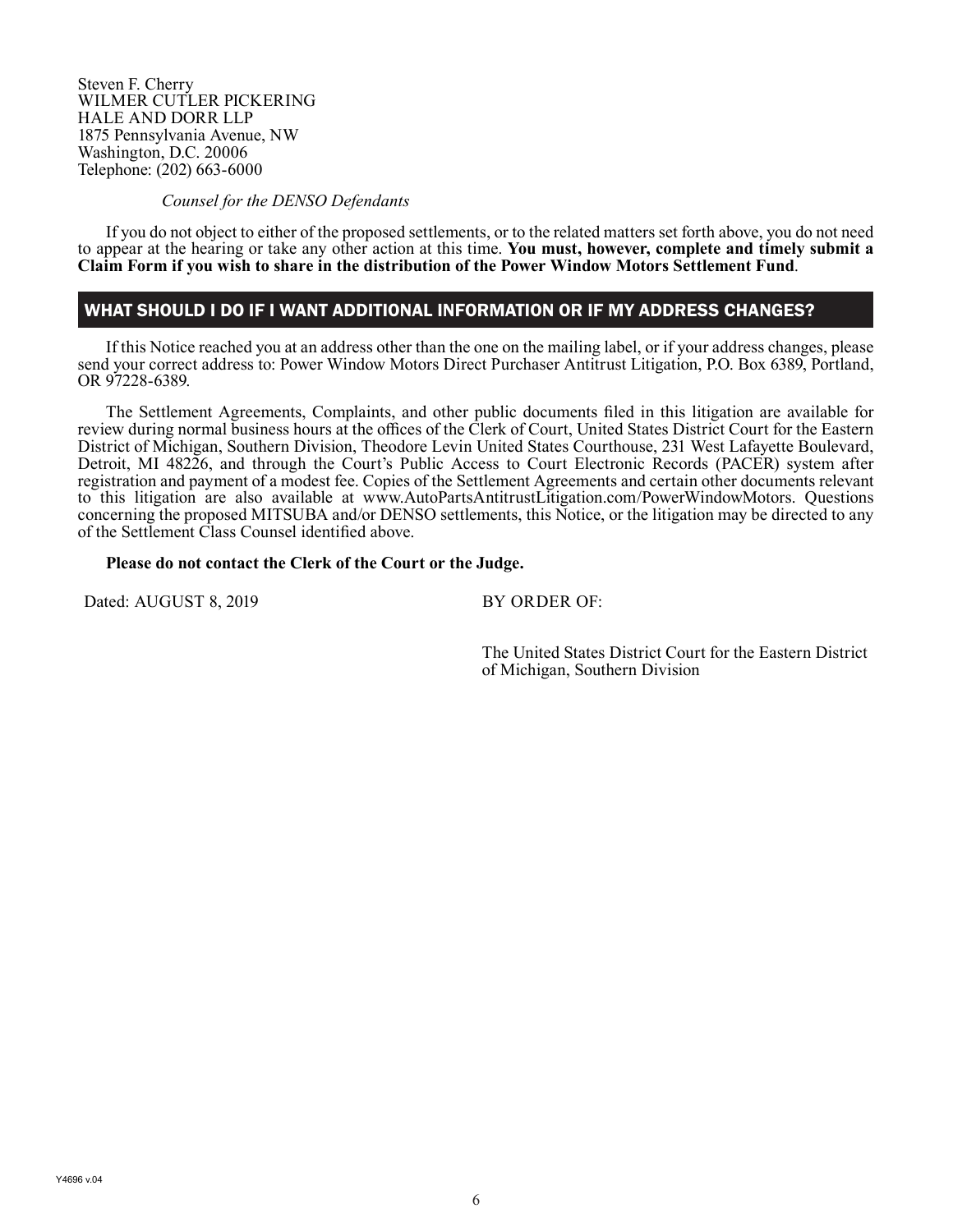Steven F. Cherry
WILMER CUTLER PICKERING
HALE AND DORR LLP
1875 Pennsylvania Avenue, NW
Washington, D.C. 20006
Telephone: (202) 663-6000

*Counsel for the DENSO Defendants*

If you do not object to either of the proposed settlements, or to the related matters set forth above, you do not need to appear at the hearing or take any other action at this time. **You must, however, complete and timely submit a Claim Form if you wish to share in the distribution of the Power Window Motors Settlement Fund**.

## WHAT SHOULD I DO IF I WANT ADDITIONAL INFORMATION OR IF MY ADDRESS CHANGES?

If this Notice reached you at an address other than the one on the mailing label, or if your address changes, please send your correct address to: Power Window Motors Direct Purchaser Antitrust Litigation, P.O. Box 6389, Portland, OR 97228-6389.

The Settlement Agreements, Complaints, and other public documents filed in this litigation are available for review during normal business hours at the offices of the Clerk of Court, United States District Court for the Eastern District of Michigan, Southern Division, Theodore Levin United States Courthouse, 231 West Lafayette Boulevard, Detroit, MI 48226, and through the Court's Public Access to Court Electronic Records (PACER) system after registration and payment of a modest fee. Copies of the Settlement Agreements and certain other documents relevant to this litigation are also available at www.AutoPartsAntitrustLitigation.com/PowerWindowMotors. Questions concerning the proposed MITSUBA and/or DENSO settlements, this Notice, or the litigation may be directed to any of the Settlement Class Counsel identified above.

**Please do not contact the Clerk of the Court or the Judge.**

Dated: AUGUST 8, 2019

BY ORDER OF:

The United States District Court for the Eastern District of Michigan, Southern Division

Y4696 v.04